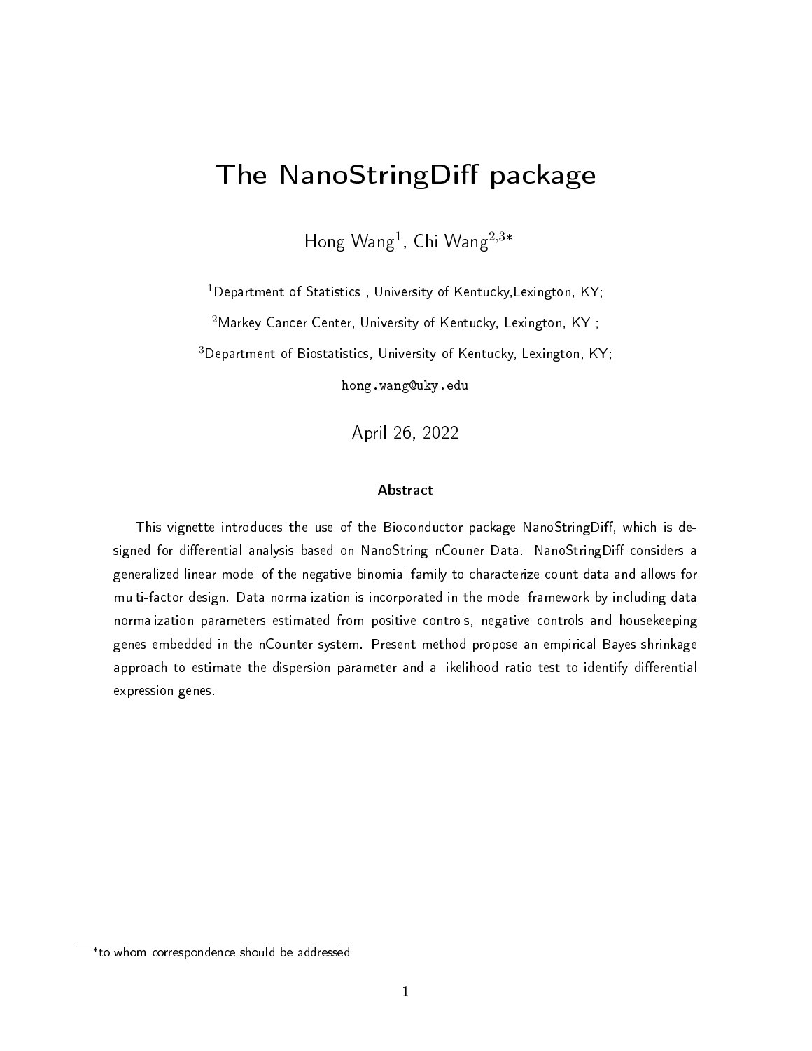# The NanoStringDiff package

Hong Wang[1], Chi Wang[2,3]*

[1]Department of Statistics , University of Kentucky,Lexington, KY;

[2]Markey Cancer Center, University of Kentucky, Lexington, KY ;

[3]Department of Biostatistics, University of Kentucky, Lexington, KY;

hong.wang@uky.edu

April 26, 2022

### Abstract

This vignette introduces the use of the Bioconductor package NanoStringDiff, which is designed for differential analysis based on NanoString nCouner Data. NanoStringDiff considers a generalized linear model of the negative binomial family to characterize count data and allows for multi-factor design. Data normalization is incorporated in the model framework by including data normalization parameters estimated from positive controls, negative controls and housekeeping genes embedded in the nCounter system. Present method propose an empirical Bayes shrinkage approach to estimate the dispersion parameter and a likelihood ratio test to identify differential expression genes.

*to whom correspondence should be addressed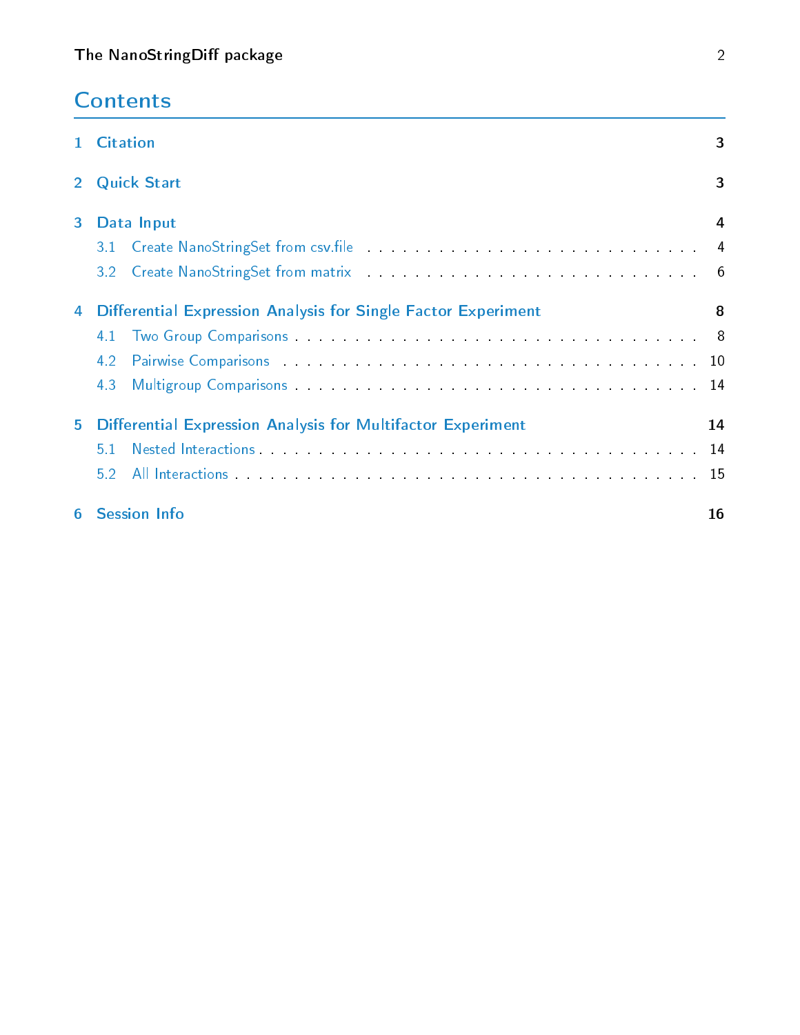# Contents

| | | |
|---|---|---|
| **1** | **Citation** | **3** |
| **2** | **Quick Start** | **3** |
| **3** | **Data Input** | **4** |
| 3.1 | Create NanoStringSet from csv.file | 4 |
| 3.2 | Create NanoStringSet from matrix | 6 |
| **4** | **Differential Expression Analysis for Single Factor Experiment** | **8** |
| 4.1 | Two Group Comparisons | 8 |
| 4.2 | Pairwise Comparisons | 10 |
| 4.3 | Multigroup Comparisons | 14 |
| **5** | **Differential Expression Analysis for Multifactor Experiment** | **14** |
| 5.1 | Nested Interactions | 14 |
| 5.2 | All Interactions | 15 |
| **6** | **Session Info** | **16** |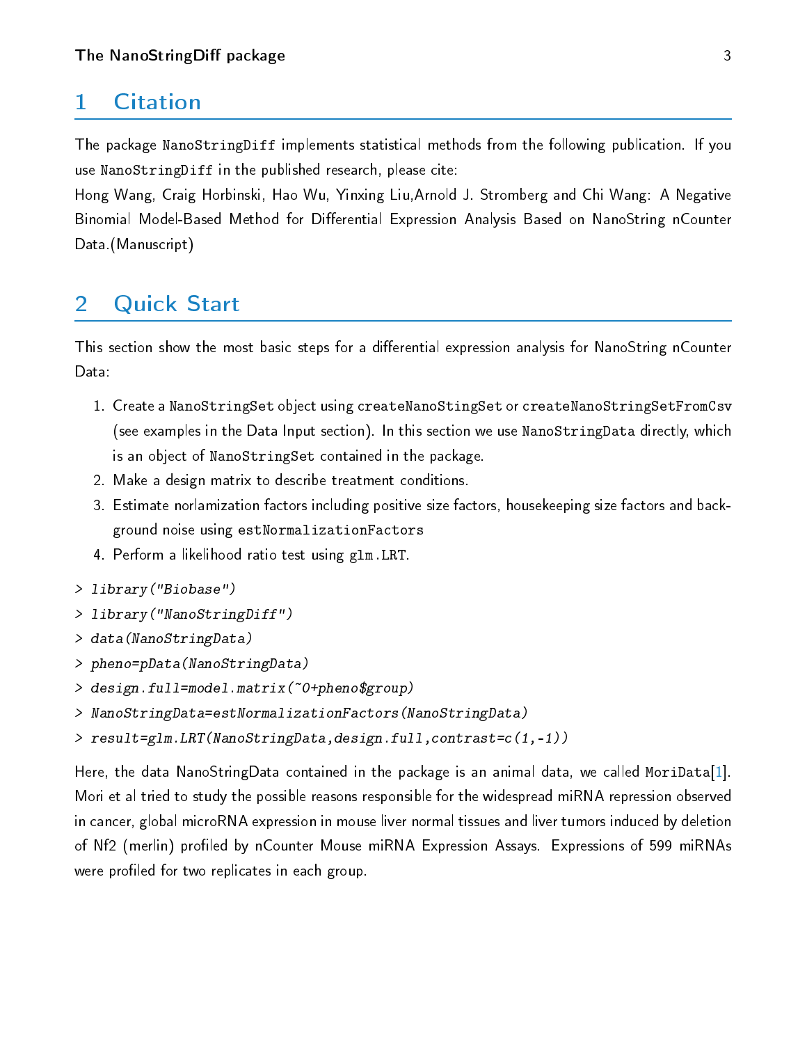# 1 Citation

The package NanoStringDiff implements statistical methods from the following publication. If you use NanoStringDiff in the published research, please cite:

Hong Wang, Craig Horbinski, Hao Wu, Yinxing Liu,Arnold J. Stromberg and Chi Wang: A Negative Binomial Model-Based Method for Differential Expression Analysis Based on NanoString nCounter Data.(Manuscript)

# 2 Quick Start

This section show the most basic steps for a differential expression analysis for NanoString nCounter Data:

1. Create a NanoStringSet object using createNanoStingSet or createNanoStringSetFromCsv (see examples in the Data Input section). In this section we use NanoStringData directly, which is an object of NanoStringSet contained in the package.
2. Make a design matrix to describe treatment conditions.
3. Estimate norlamization factors including positive size factors, housekeeping size factors and background noise using estNormalizationFactors
4. Perform a likelihood ratio test using glm.LRT.

```
> library("Biobase")
> library("NanoStringDiff")
> data(NanoStringData)
> pheno=pData(NanoStringData)
> design.full=model.matrix(~0+pheno$group)
> NanoStringData=estNormalizationFactors(NanoStringData)
> result=glm.LRT(NanoStringData,design.full,contrast=c(1,-1))
```

Here, the data NanoStringData contained in the package is an animal data, we called MoriData[1]. Mori et al tried to study the possible reasons responsible for the widespread miRNA repression observed in cancer, global microRNA expression in mouse liver normal tissues and liver tumors induced by deletion of Nf2 (merlin) profiled by nCounter Mouse miRNA Expression Assays. Expressions of 599 miRNAs were profiled for two replicates in each group.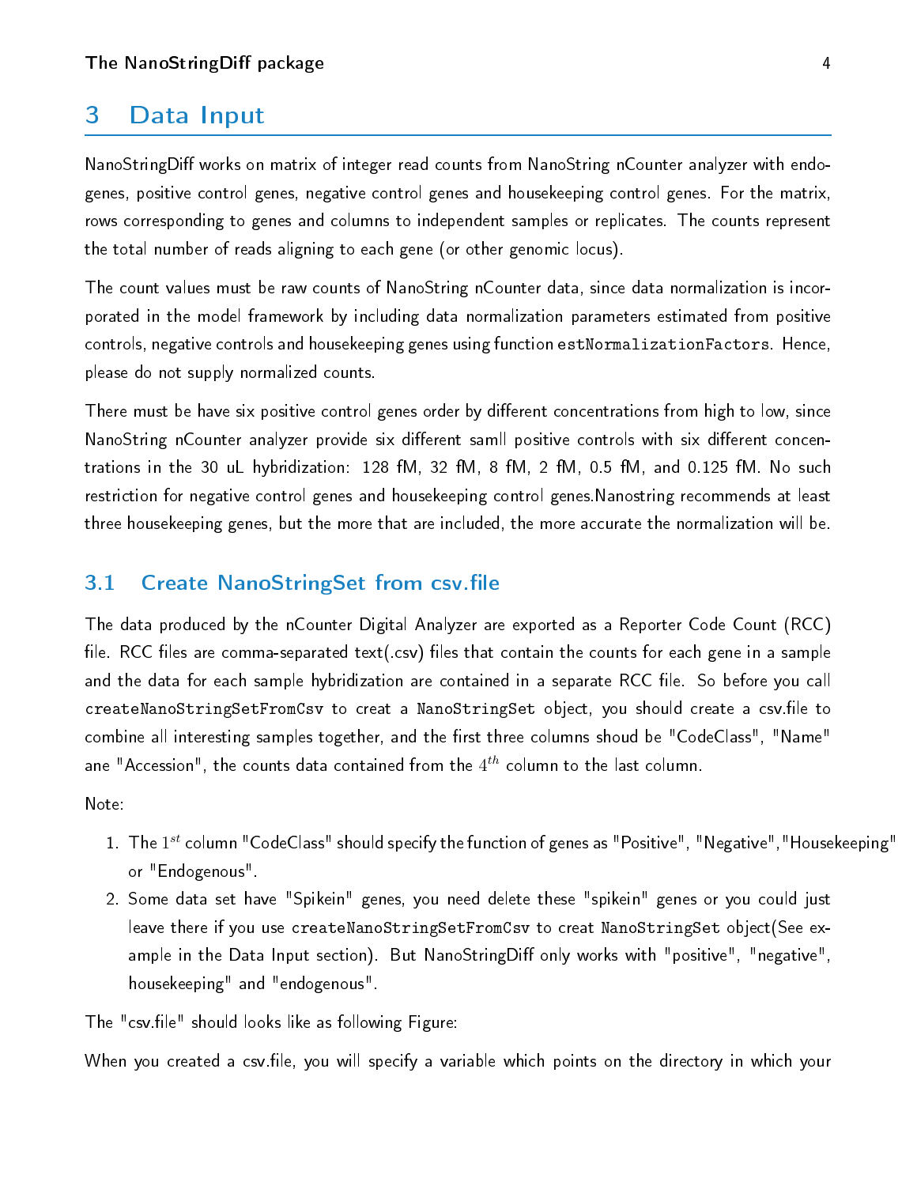# 3 Data Input

NanoStringDiff works on matrix of integer read counts from NanoString nCounter analyzer with endogenes, positive control genes, negative control genes and housekeeping control genes. For the matrix, rows corresponding to genes and columns to independent samples or replicates. The counts represent the total number of reads aligning to each gene (or other genomic locus).

The count values must be raw counts of NanoString nCounter data, since data normalization is incorporated in the model framework by including data normalization parameters estimated from positive controls, negative controls and housekeeping genes using function `estNormalizationFactors`. Hence, please do not supply normalized counts.

There must be have six positive control genes order by different concentrations from high to low, since NanoString nCounter analyzer provide six different samll positive controls with six different concentrations in the 30 uL hybridization: 128 fM, 32 fM, 8 fM, 2 fM, 0.5 fM, and 0.125 fM. No such restriction for negative control genes and housekeeping control genes.Nanostring recommends at least three housekeeping genes, but the more that are included, the more accurate the normalization will be.

## 3.1 Create NanoStringSet from csv.file

The data produced by the nCounter Digital Analyzer are exported as a Reporter Code Count (RCC) file. RCC files are comma-separated text(.csv) files that contain the counts for each gene in a sample and the data for each sample hybridization are contained in a separate RCC file. So before you call `createNanoStringSetFromCsv` to creat a `NanoStringSet` object, you should create a csv.file to combine all interesting samples together, and the first three columns shoud be "CodeClass", "Name" ane "Accession", the counts data contained from the $4^{th}$ column to the last column.

Note:

1. The $1^{st}$ column "CodeClass" should specify the function of genes as "Positive", "Negative","Housekeeping" or "Endogenous".
2. Some data set have "Spikein" genes, you need delete these "spikein" genes or you could just leave there if you use `createNanoStringSetFromCsv` to creat `NanoStringSet` object(See example in the Data Input section). But NanoStringDiff only works with "positive", "negative", housekeeping" and "endogenous".

The "csv.file" should looks like as following Figure:

When you created a csv.file, you will specify a variable which points on the directory in which your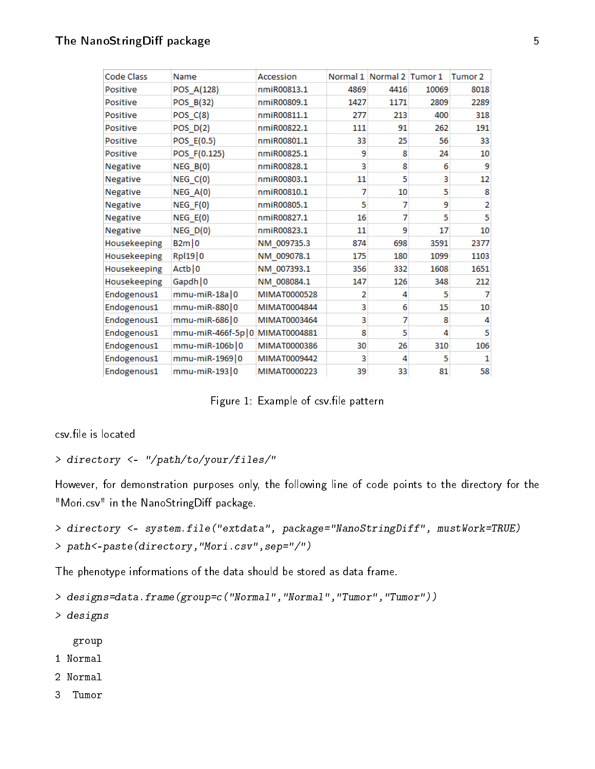| Code Class | Name | Accession | Normal 1 | Normal 2 | Tumor 1 | Tumor 2 |
| --- | --- | --- | --- | --- | --- | --- |
| Positive | POS_A(128) | nmiR00813.1 | 4869 | 4416 | 10069 | 8018 |
| Positive | POS_B(32) | nmiR00809.1 | 1427 | 1171 | 2809 | 2289 |
| Positive | POS_C(8) | nmiR00811.1 | 277 | 213 | 400 | 318 |
| Positive | POS_D(2) | nmiR00822.1 | 111 | 91 | 262 | 191 |
| Positive | POS_E(0.5) | nmiR00801.1 | 33 | 25 | 56 | 33 |
| Positive | POS_F(0.125) | nmiR00825.1 | 9 | 8 | 24 | 10 |
| Negative | NEG_B(0) | nmiR00828.1 | 3 | 8 | 6 | 9 |
| Negative | NEG_C(0) | nmiR00803.1 | 11 | 5 | 3 | 12 |
| Negative | NEG_A(0) | nmiR00810.1 | 7 | 10 | 5 | 8 |
| Negative | NEG_F(0) | nmiR00805.1 | 5 | 7 | 9 | 2 |
| Negative | NEG_E(0) | nmiR00827.1 | 16 | 7 | 5 | 5 |
| Negative | NEG_D(0) | nmiR00823.1 | 11 | 9 | 17 | 10 |
| Housekeeping | B2m\|0 | NM_009735.3 | 874 | 698 | 3591 | 2377 |
| Housekeeping | Rpl19\|0 | NM_009078.1 | 175 | 180 | 1099 | 1103 |
| Housekeeping | Actb\|0 | NM_007393.1 | 356 | 332 | 1608 | 1651 |
| Housekeeping | Gapdh\|0 | NM_008084.1 | 147 | 126 | 348 | 212 |
| Endogenous1 | mmu-miR-18a\|0 | MIMAT0000528 | 2 | 4 | 5 | 7 |
| Endogenous1 | mmu-miR-880\|0 | MIMAT0004844 | 3 | 6 | 15 | 10 |
| Endogenous1 | mmu-miR-686\|0 | MIMAT0003464 | 3 | 7 | 8 | 4 |
| Endogenous1 | mmu-miR-466f-5p\|0 | MIMAT0004881 | 8 | 5 | 4 | 5 |
| Endogenous1 | mmu-miR-106b\|0 | MIMAT0000386 | 30 | 26 | 310 | 106 |
| Endogenous1 | mmu-miR-1969\|0 | MIMAT0009442 | 3 | 4 | 5 | 1 |
| Endogenous1 | mmu-miR-193\|0 | MIMAT0000223 | 39 | 33 | 81 | 58 |

Figure 1: Example of csv.file pattern

csv.file is located

```
> directory <- "/path/to/your/files/"
```

However, for demonstration purposes only, the following line of code points to the directory for the "Mori.csv" in the NanoStringDiff package.

```
> directory <- system.file("extdata", package="NanoStringDiff", mustWork=TRUE)
> path<-paste(directory,"Mori.csv",sep="/")
```

The phenotype informations of the data should be stored as data frame.

```
> designs=data.frame(group=c("Normal","Normal","Tumor","Tumor"))
> designs
   group
1 Normal
2 Normal
3  Tumor
```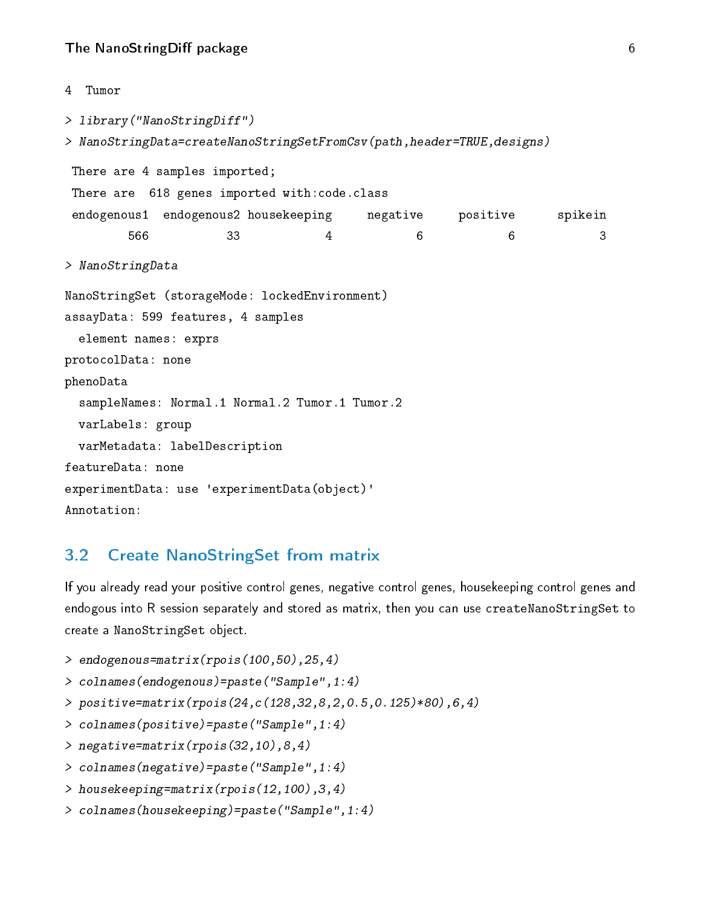```
4  Tumor
```

```
> library("NanoStringDiff")
> NanoStringData=createNanoStringSetFromCsv(path,header=TRUE,designs)
```

```
 There are 4 samples imported;
 There are  618 genes imported with:code.class
 endogenous1  endogenous2 housekeeping     negative     positive      spikein
         566           33            4            6            6            3
```

```
> NanoStringData
```

```
NanoStringSet (storageMode: lockedEnvironment)
assayData: 599 features, 4 samples
  element names: exprs
protocolData: none
phenoData
  sampleNames: Normal.1 Normal.2 Tumor.1 Tumor.2
  varLabels: group
  varMetadata: labelDescription
featureData: none
experimentData: use 'experimentData(object)'
Annotation:
```

## 3.2 Create NanoStringSet from matrix

If you already read your positive control genes, negative control genes, housekeeping control genes and endogous into R session separately and stored as matrix, then you can use createNanoStringSet to create a NanoStringSet object.

```
> endogenous=matrix(rpois(100,50),25,4)
> colnames(endogenous)=paste("Sample",1:4)
> positive=matrix(rpois(24,c(128,32,8,2,0.5,0.125)*80),6,4)
> colnames(positive)=paste("Sample",1:4)
> negative=matrix(rpois(32,10),8,4)
> colnames(negative)=paste("Sample",1:4)
> housekeeping=matrix(rpois(12,100),3,4)
> colnames(housekeeping)=paste("Sample",1:4)
```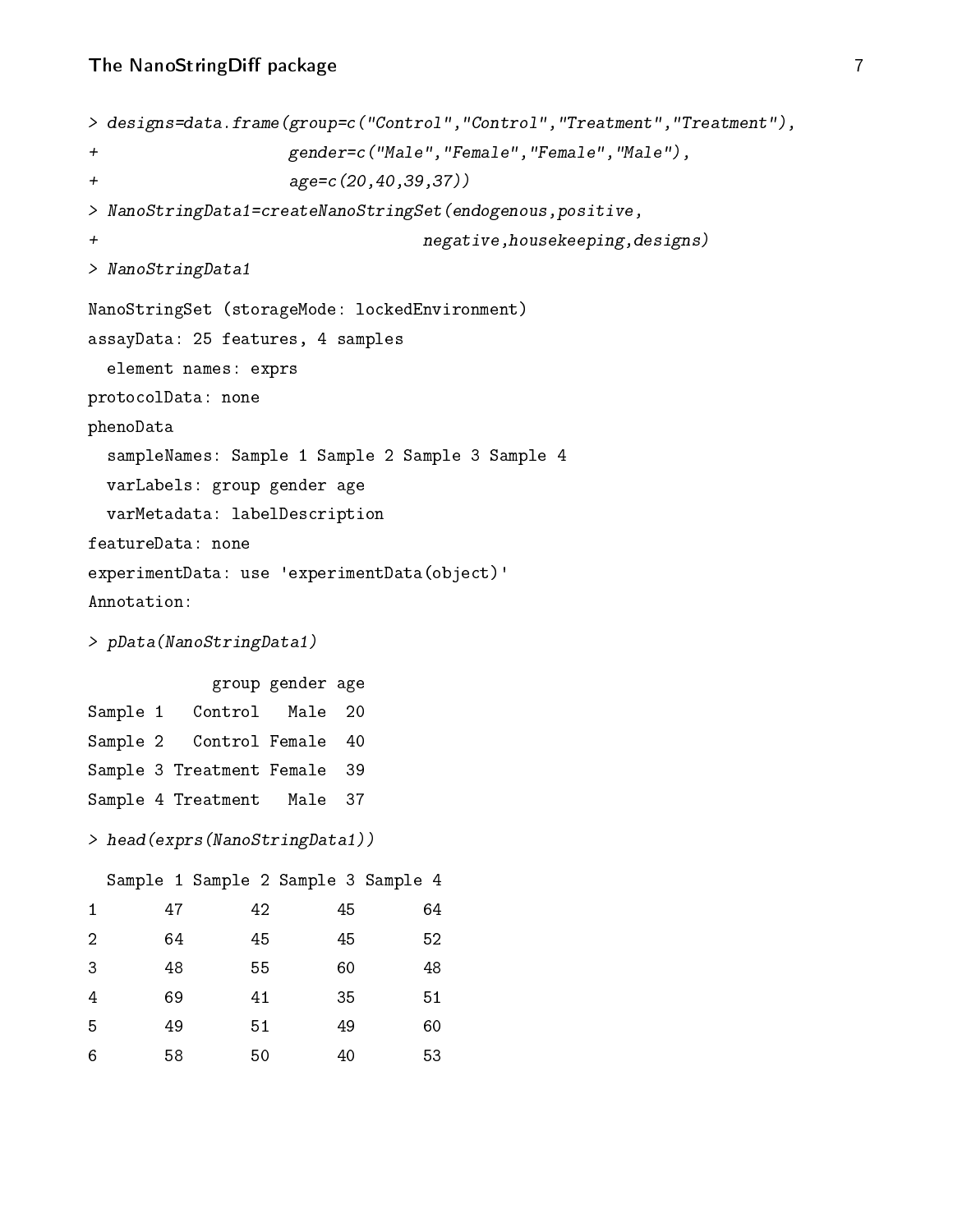```
> designs=data.frame(group=c("Control","Control","Treatment","Treatment"),
+                    gender=c("Male","Female","Female","Male"),
+                    age=c(20,40,39,37))
> NanoStringData1=createNanoStringSet(endogenous,positive,
+                                     negative,housekeeping,designs)
> NanoStringData1
```

```
NanoStringSet (storageMode: lockedEnvironment)
assayData: 25 features, 4 samples
  element names: exprs
protocolData: none
phenoData
  sampleNames: Sample 1 Sample 2 Sample 3 Sample 4
  varLabels: group gender age
  varMetadata: labelDescription
featureData: none
experimentData: use 'experimentData(object)'
Annotation:
```

```
> pData(NanoStringData1)
```

```
             group gender age
Sample 1   Control   Male  20
Sample 2   Control Female  40
Sample 3 Treatment Female  39
Sample 4 Treatment   Male  37
```

```
> head(exprs(NanoStringData1))
```

```
  Sample 1 Sample 2 Sample 3 Sample 4
1       47       42       45       64
2       64       45       45       52
3       48       55       60       48
4       69       41       35       51
5       49       51       49       60
6       58       50       40       53
```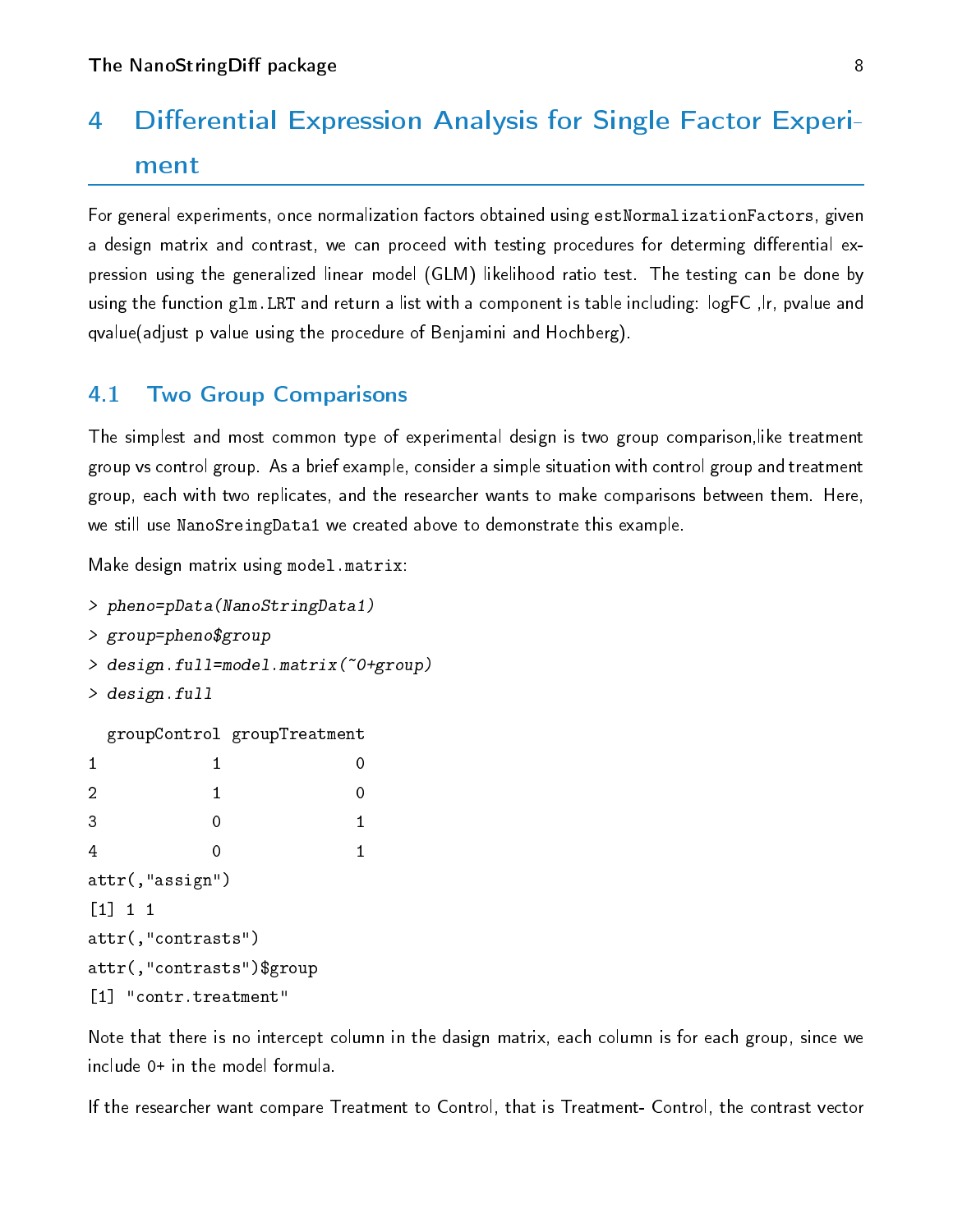# 4 Differential Expression Analysis for Single Factor Experiment

For general experiments, once normalization factors obtained using `estNormalizationFactors`, given a design matrix and contrast, we can proceed with testing procedures for determing differential expression using the generalized linear model (GLM) likelihood ratio test. The testing can be done by using the function `glm.LRT` and return a list with a component is table including: logFC ,lr, pvalue and qvalue(adjust p value using the procedure of Benjamini and Hochberg).

## 4.1 Two Group Comparisons

The simplest and most common type of experimental design is two group comparison,like treatment group vs control group. As a brief example, consider a simple situation with control group and treatment group, each with two replicates, and the researcher wants to make comparisons between them. Here, we still use `NanoSreingData1` we created above to demonstrate this example.

Make design matrix using `model.matrix`:

```
> pheno=pData(NanoStringData1)
> group=pheno$group
> design.full=model.matrix(~0+group)
> design.full
```

```
  groupControl groupTreatment
1            1              0
2            1              0
3            0              1
4            0              1
attr(,"assign")
[1] 1 1
attr(,"contrasts")
attr(,"contrasts")$group
[1] "contr.treatment"
```

Note that there is no intercept column in the dasign matrix, each column is for each group, since we include 0+ in the model formula.

If the researcher want compare Treatment to Control, that is Treatment- Control, the contrast vector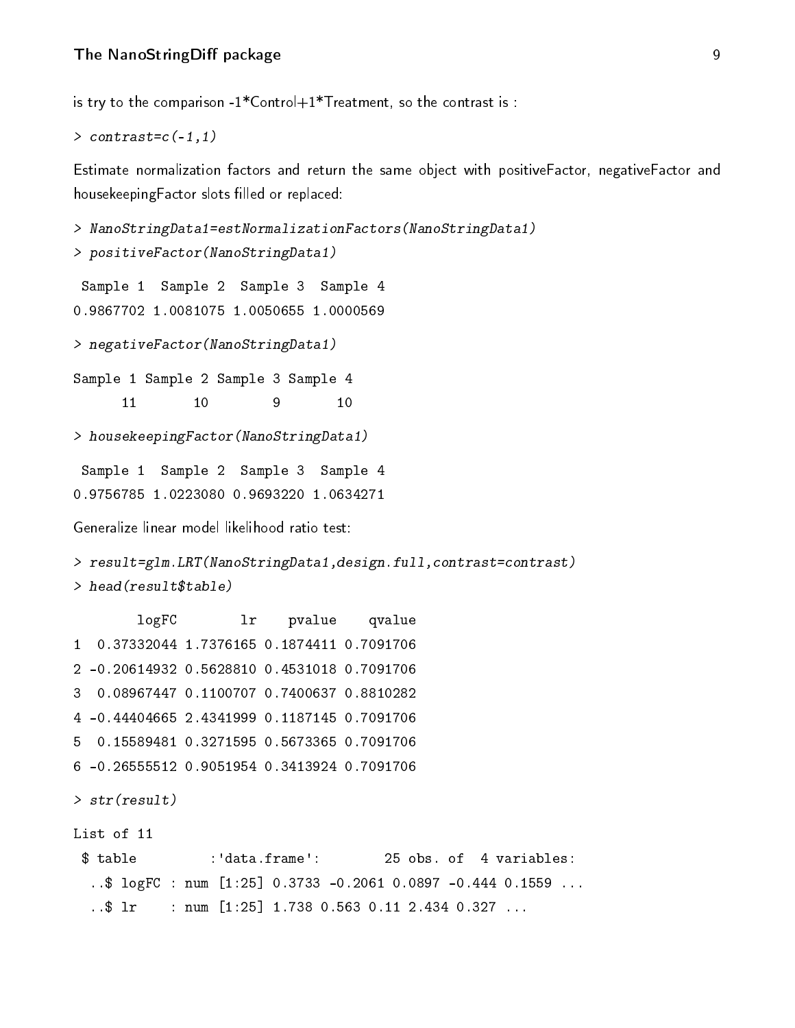is try to the comparison -1*Control+1*Treatment, so the contrast is :

```
> contrast=c(-1,1)
```

Estimate normalization factors and return the same object with positiveFactor, negativeFactor and housekeepingFactor slots filled or replaced:

```
> NanoStringData1=estNormalizationFactors(NanoStringData1)
> positiveFactor(NanoStringData1)

 Sample 1  Sample 2  Sample 3  Sample 4 
0.9867702 1.0081075 1.0050655 1.0000569 

> negativeFactor(NanoStringData1)

Sample 1 Sample 2 Sample 3 Sample 4 
      11       10        9       10 

> housekeepingFactor(NanoStringData1)

 Sample 1  Sample 2  Sample 3  Sample 4 
0.9756785 1.0223080 0.9693220 1.0634271 
```

Generalize linear model likelihood ratio test:

```
> result=glm.LRT(NanoStringData1,design.full,contrast=contrast)
> head(result$table)

        logFC        lr    pvalue    qvalue
1  0.37332044 1.7376165 0.1874411 0.7091706
2 -0.20614932 0.5628810 0.4531018 0.7091706
3  0.08967447 0.1100707 0.7400637 0.8810282
4 -0.44404665 2.4341999 0.1187145 0.7091706
5  0.15589481 0.3271595 0.5673365 0.7091706
6 -0.26555512 0.9051954 0.3413924 0.7091706

> str(result)

List of 11
 $ table         :'data.frame':        25 obs. of  4 variables:
  ..$ logFC : num [1:25] 0.3733 -0.2061 0.0897 -0.444 0.1559 ...
  ..$ lr    : num [1:25] 1.738 0.563 0.11 2.434 0.327 ...
```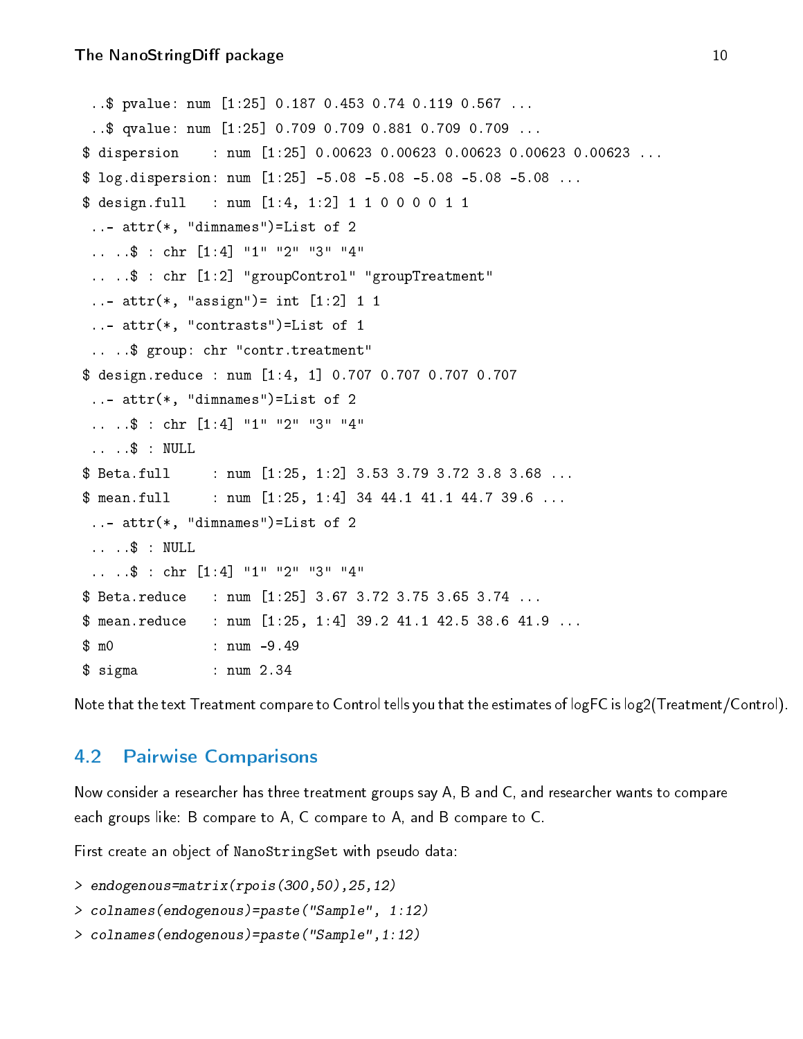```
  ..$ pvalue: num [1:25] 0.187 0.453 0.74 0.119 0.567 ...
  ..$ qvalue: num [1:25] 0.709 0.709 0.881 0.709 0.709 ...
 $ dispersion    : num [1:25] 0.00623 0.00623 0.00623 0.00623 0.00623 ...
 $ log.dispersion: num [1:25] -5.08 -5.08 -5.08 -5.08 -5.08 ...
 $ design.full   : num [1:4, 1:2] 1 1 0 0 0 0 1 1
  ..- attr(*, "dimnames")=List of 2
  .. ..$ : chr [1:4] "1" "2" "3" "4"
  .. ..$ : chr [1:2] "groupControl" "groupTreatment"
  ..- attr(*, "assign")= int [1:2] 1 1
  ..- attr(*, "contrasts")=List of 1
  .. ..$ group: chr "contr.treatment"
 $ design.reduce : num [1:4, 1] 0.707 0.707 0.707 0.707
  ..- attr(*, "dimnames")=List of 2
  .. ..$ : chr [1:4] "1" "2" "3" "4"
  .. ..$ : NULL
 $ Beta.full     : num [1:25, 1:2] 3.53 3.79 3.72 3.8 3.68 ...
 $ mean.full     : num [1:25, 1:4] 34 44.1 41.1 44.7 39.6 ...
  ..- attr(*, "dimnames")=List of 2
  .. ..$ : NULL
  .. ..$ : chr [1:4] "1" "2" "3" "4"
 $ Beta.reduce   : num [1:25] 3.67 3.72 3.75 3.65 3.74 ...
 $ mean.reduce   : num [1:25, 1:4] 39.2 41.1 42.5 38.6 41.9 ...
 $ m0            : num -9.49
 $ sigma         : num 2.34
```

Note that the text Treatment compare to Control tells you that the estimates of logFC is log2(Treatment/Control).

## 4.2 Pairwise Comparisons

Now consider a researcher has three treatment groups say A, B and C, and researcher wants to compare each groups like: B compare to A, C compare to A, and B compare to C.

First create an object of `NanoStringSet` with pseudo data:

```
> endogenous=matrix(rpois(300,50),25,12)
> colnames(endogenous)=paste("Sample", 1:12)
> colnames(endogenous)=paste("Sample",1:12)
```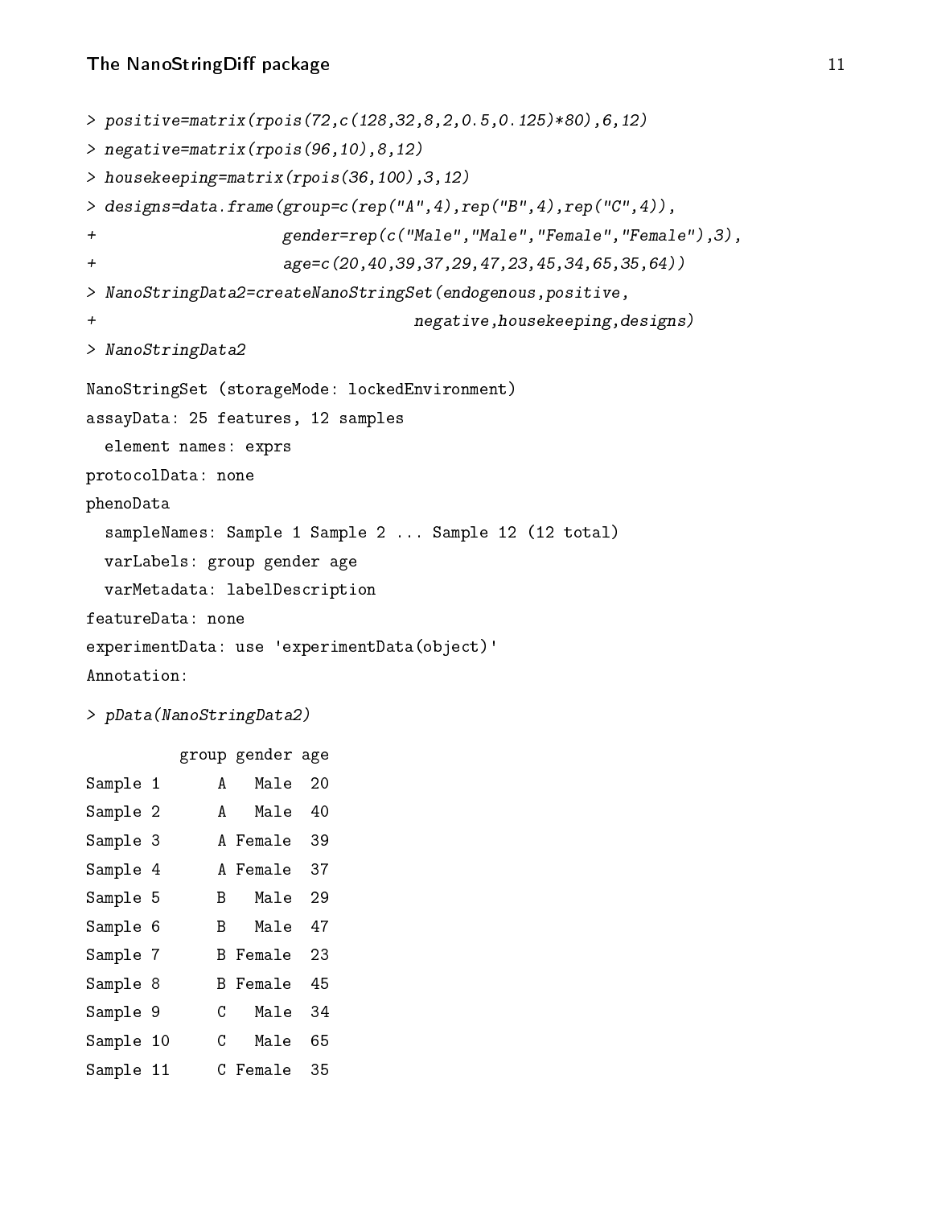```
> positive=matrix(rpois(72,c(128,32,8,2,0.5,0.125)*80),6,12)
> negative=matrix(rpois(96,10),8,12)
> housekeeping=matrix(rpois(36,100),3,12)
> designs=data.frame(group=c(rep("A",4),rep("B",4),rep("C",4)),
+                    gender=rep(c("Male","Male","Female","Female"),3),
+                    age=c(20,40,39,37,29,47,23,45,34,65,35,64))
> NanoStringData2=createNanoStringSet(endogenous,positive,
+                                     negative,housekeeping,designs)
> NanoStringData2
```

```
NanoStringSet (storageMode: lockedEnvironment)
assayData: 25 features, 12 samples
  element names: exprs
protocolData: none
phenoData
  sampleNames: Sample 1 Sample 2 ... Sample 12 (12 total)
  varLabels: group gender age
  varMetadata: labelDescription
featureData: none
experimentData: use 'experimentData(object)'
Annotation:
```

```
> pData(NanoStringData2)
```

```
          group gender age
Sample 1      A   Male  20
Sample 2      A   Male  40
Sample 3      A Female  39
Sample 4      A Female  37
Sample 5      B   Male  29
Sample 6      B   Male  47
Sample 7      B Female  23
Sample 8      B Female  45
Sample 9      C   Male  34
Sample 10     C   Male  65
Sample 11     C Female  35
```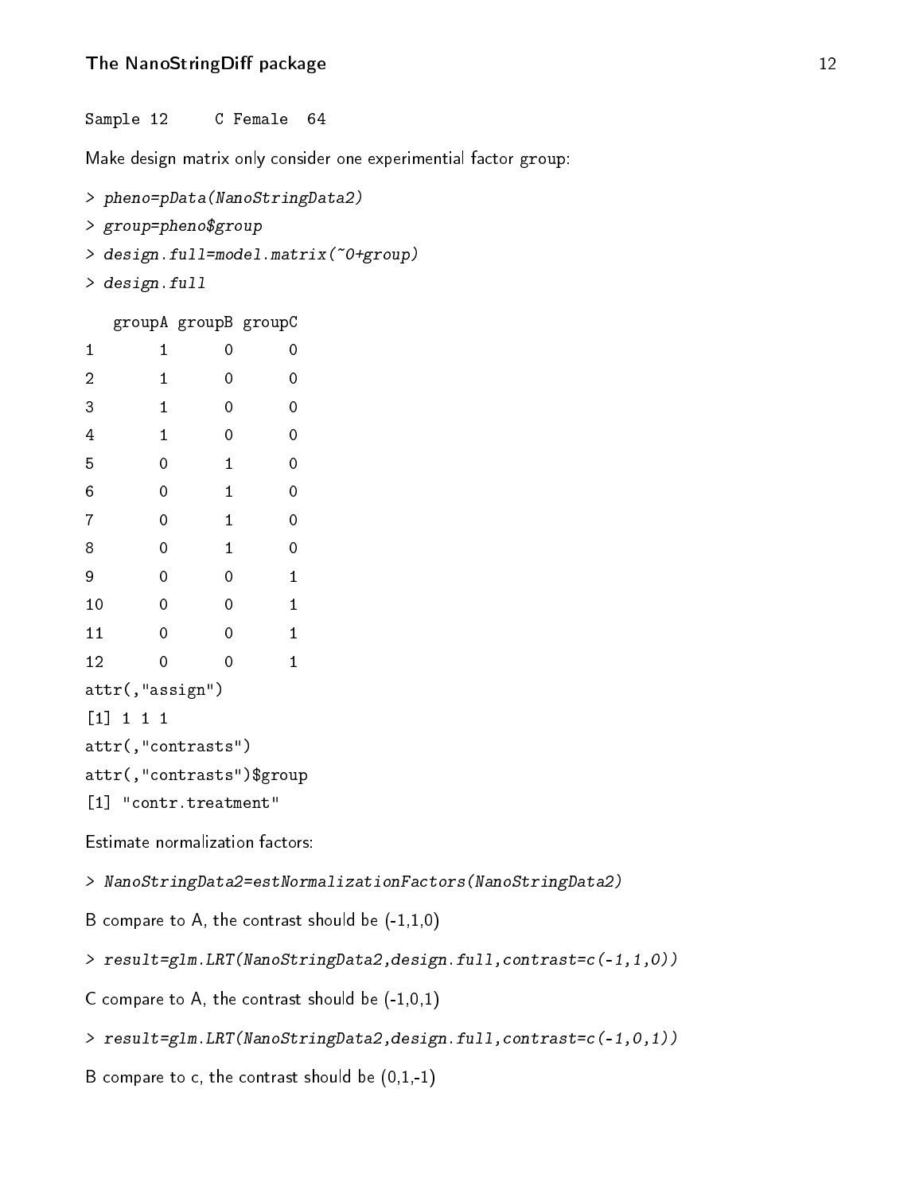```
Sample 12      C Female  64
```

Make design matrix only consider one experimential factor group:

```
> pheno=pData(NanoStringData2)
> group=pheno$group
> design.full=model.matrix(~0+group)
> design.full
```

```
   groupA groupB groupC
1       1      0      0
2       1      0      0
3       1      0      0
4       1      0      0
5       0      1      0
6       0      1      0
7       0      1      0
8       0      1      0
9       0      0      1
10      0      0      1
11      0      0      1
12      0      0      1
attr(,"assign")
[1] 1 1 1
attr(,"contrasts")
attr(,"contrasts")$group
[1] "contr.treatment"
```

Estimate normalization factors:

```
> NanoStringData2=estNormalizationFactors(NanoStringData2)
```

B compare to A, the contrast should be (-1,1,0)

```
> result=glm.LRT(NanoStringData2,design.full,contrast=c(-1,1,0))
```

C compare to A, the contrast should be (-1,0,1)

```
> result=glm.LRT(NanoStringData2,design.full,contrast=c(-1,0,1))
```

B compare to c, the contrast should be (0,1,-1)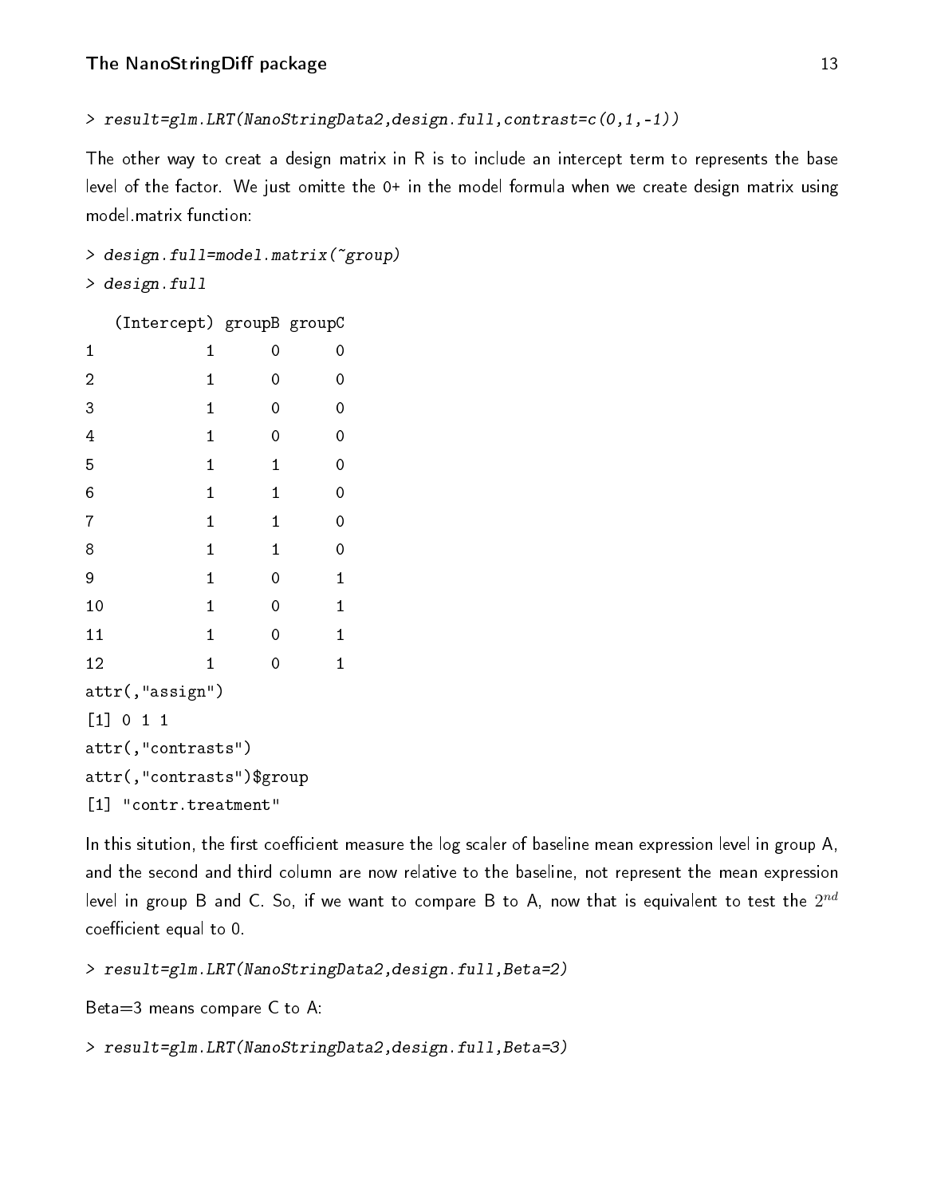```
> result=glm.LRT(NanoStringData2,design.full,contrast=c(0,1,-1))
```

The other way to creat a design matrix in R is to include an intercept term to represents the base level of the factor. We just omitte the 0+ in the model formula when we create design matrix using model.matrix function:

```
> design.full=model.matrix(~group)
> design.full

   (Intercept) groupB groupC
1            1      0      0
2            1      0      0
3            1      0      0
4            1      0      0
5            1      1      0
6            1      1      0
7            1      1      0
8            1      1      0
9            1      0      1
10           1      0      1
11           1      0      1
12           1      0      1
attr(,"assign")
[1] 0 1 1
attr(,"contrasts")
attr(,"contrasts")$group
[1] "contr.treatment"
```

In this sitution, the first coefficient measure the log scaler of baseline mean expression level in group A, and the second and third column are now relative to the baseline, not represent the mean expression level in group B and C. So, if we want to compare B to A, now that is equivalent to test the $2^{nd}$ coefficient equal to 0.

```
> result=glm.LRT(NanoStringData2,design.full,Beta=2)
```

Beta=3 means compare C to A:

```
> result=glm.LRT(NanoStringData2,design.full,Beta=3)
```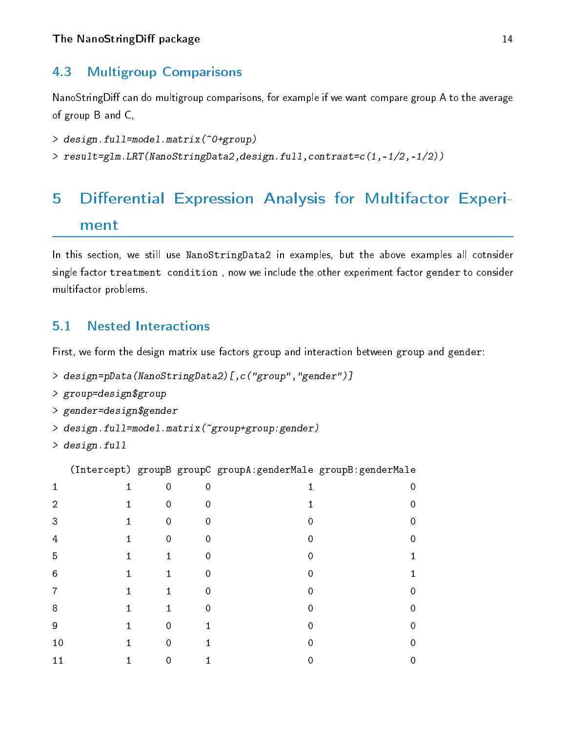## 4.3 Multigroup Comparisons

NanoStringDiff can do multigroup comparisons, for example if we want compare group A to the average of group B and C,

```
> design.full=model.matrix(~0+group)
> result=glm.LRT(NanoStringData2,design.full,contrast=c(1,-1/2,-1/2))
```

# 5 Differential Expression Analysis for Multifactor Experiment

In this section, we still use NanoStringData2 in examples, but the above examples all cotnsider single factor treatment condition , now we include the other experiment factor gender to consider multifactor problems.

## 5.1 Nested Interactions

First, we form the design matrix use factors group and interaction between group and gender:

```
> design=pData(NanoStringData2)[,c("group","gender")]
> group=design$group
> gender=design$gender
> design.full=model.matrix(~group+group:gender)
> design.full
```

```
   (Intercept) groupB groupC groupA:genderMale groupB:genderMale
1            1      0      0                 1                 0
2            1      0      0                 1                 0
3            1      0      0                 0                 0
4            1      0      0                 0                 0
5            1      1      0                 0                 1
6            1      1      0                 0                 1
7            1      1      0                 0                 0
8            1      1      0                 0                 0
9            1      0      1                 0                 0
10           1      0      1                 0                 0
11           1      0      1                 0                 0
```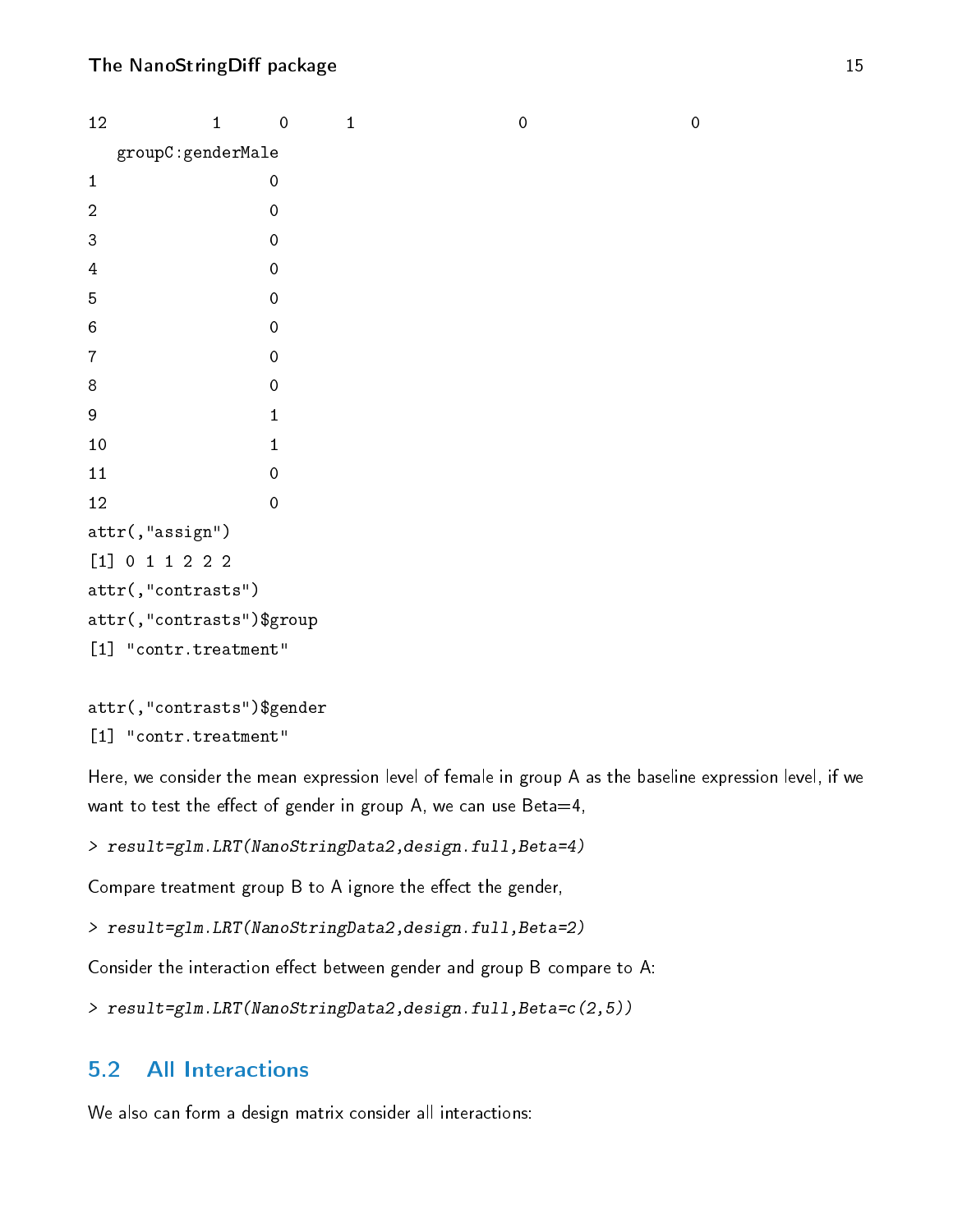```
12          1       0       1                     0                     0
   groupC:genderMale
1                  0
2                  0
3                  0
4                  0
5                  0
6                  0
7                  0
8                  0
9                  1
10                 1
11                 0
12                 0
attr(,"assign")
[1] 0 1 1 2 2 2
attr(,"contrasts")
attr(,"contrasts")$group
[1] "contr.treatment"

attr(,"contrasts")$gender
[1] "contr.treatment"
```

Here, we consider the mean expression level of female in group A as the baseline expression level, if we want to test the effect of gender in group A, we can use Beta=4,

```
> result=glm.LRT(NanoStringData2,design.full,Beta=4)
```

Compare treatment group B to A ignore the effect the gender,

```
> result=glm.LRT(NanoStringData2,design.full,Beta=2)
```

Consider the interaction effect between gender and group B compare to A:

```
> result=glm.LRT(NanoStringData2,design.full,Beta=c(2,5))
```

## 5.2 All Interactions

We also can form a design matrix consider all interactions: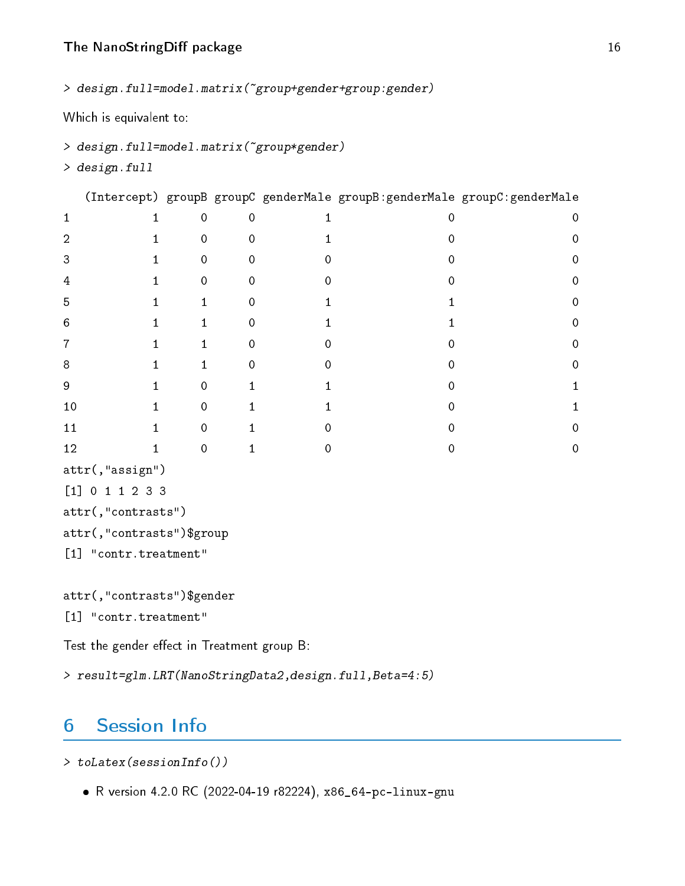```
> design.full=model.matrix(~group+gender+group:gender)
```

Which is equivalent to:

```
> design.full=model.matrix(~group*gender)
> design.full
```

```
   (Intercept) groupB groupC genderMale groupB:genderMale groupC:genderMale
1            1      0      0          1                 0                 0
2            1      0      0          1                 0                 0
3            1      0      0          0                 0                 0
4            1      0      0          0                 0                 0
5            1      1      0          1                 1                 0
6            1      1      0          1                 1                 0
7            1      1      0          0                 0                 0
8            1      1      0          0                 0                 0
9            1      0      1          1                 0                 1
10           1      0      1          1                 0                 1
11           1      0      1          0                 0                 0
12           1      0      1          0                 0                 0
attr(,"assign")
[1] 0 1 1 2 3 3
attr(,"contrasts")
attr(,"contrasts")$group
[1] "contr.treatment"

attr(,"contrasts")$gender
[1] "contr.treatment"
```

Test the gender effect in Treatment group B:

```
> result=glm.LRT(NanoStringData2,design.full,Beta=4:5)
```

## 6 Session Info

```
> toLatex(sessionInfo())
```

- R version 4.2.0 RC (2022-04-19 r82224), x86_64-pc-linux-gnu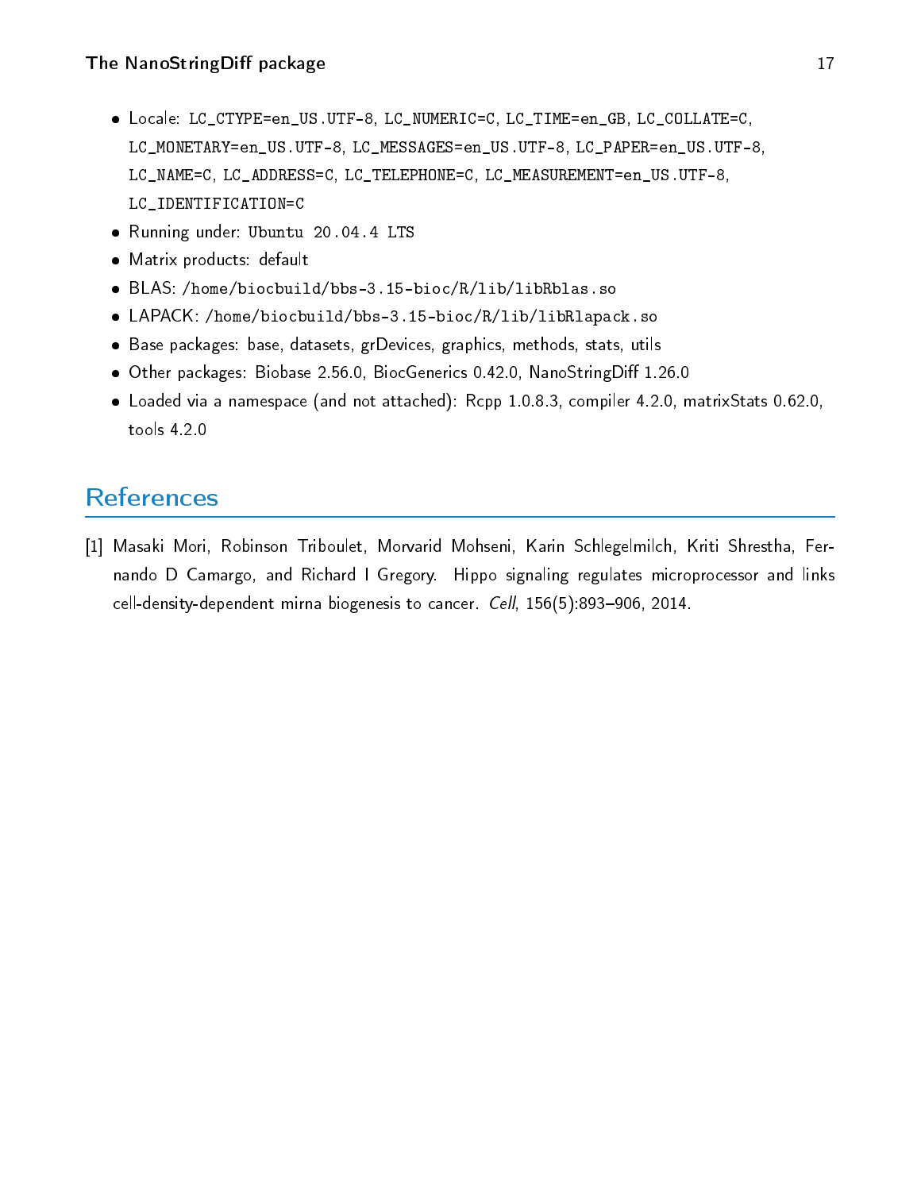- Locale: `LC_CTYPE=en_US.UTF-8`, `LC_NUMERIC=C`, `LC_TIME=en_GB`, `LC_COLLATE=C`, `LC_MONETARY=en_US.UTF-8`, `LC_MESSAGES=en_US.UTF-8`, `LC_PAPER=en_US.UTF-8`, `LC_NAME=C`, `LC_ADDRESS=C`, `LC_TELEPHONE=C`, `LC_MEASUREMENT=en_US.UTF-8`, `LC_IDENTIFICATION=C`
- Running under: `Ubuntu 20.04.4 LTS`
- Matrix products: default
- BLAS: `/home/biocbuild/bbs-3.15-bioc/R/lib/libRblas.so`
- LAPACK: `/home/biocbuild/bbs-3.15-bioc/R/lib/libRlapack.so`
- Base packages: base, datasets, grDevices, graphics, methods, stats, utils
- Other packages: Biobase 2.56.0, BiocGenerics 0.42.0, NanoStringDiff 1.26.0
- Loaded via a namespace (and not attached): Rcpp 1.0.8.3, compiler 4.2.0, matrixStats 0.62.0, tools 4.2.0

# References

[1] Masaki Mori, Robinson Triboulet, Morvarid Mohseni, Karin Schlegelmilch, Kriti Shrestha, Fernando D Camargo, and Richard I Gregory. Hippo signaling regulates microprocessor and links cell-density-dependent mirna biogenesis to cancer. *Cell*, 156(5):893–906, 2014.